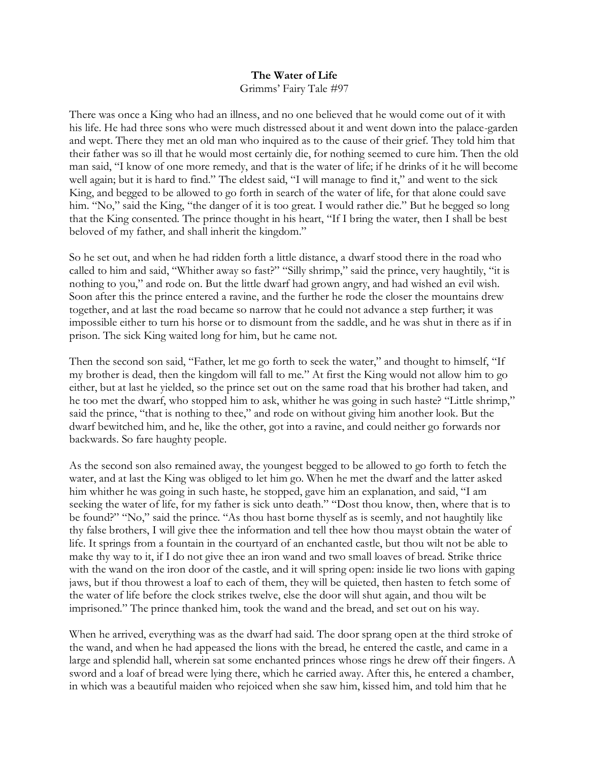**The Water of Life**

Grimms' Fairy Tale #97

There was once a King who had an illness, and no one believed that he would come out of it with his life. He had three sons who were much distressed about it and went down into the palace-garden and wept. There they met an old man who inquired as to the cause of their grief. They told him that their father was so ill that he would most certainly die, for nothing seemed to cure him. Then the old man said, "I know of one more remedy, and that is the water of life; if he drinks of it he will become well again; but it is hard to find." The eldest said, "I will manage to find it," and went to the sick King, and begged to be allowed to go forth in search of the water of life, for that alone could save him. "No," said the King, "the danger of it is too great. I would rather die." But he begged so long that the King consented. The prince thought in his heart, "If I bring the water, then I shall be best beloved of my father, and shall inherit the kingdom."

So he set out, and when he had ridden forth a little distance, a dwarf stood there in the road who called to him and said, "Whither away so fast?" "Silly shrimp," said the prince, very haughtily, "it is nothing to you," and rode on. But the little dwarf had grown angry, and had wished an evil wish. Soon after this the prince entered a ravine, and the further he rode the closer the mountains drew together, and at last the road became so narrow that he could not advance a step further; it was impossible either to turn his horse or to dismount from the saddle, and he was shut in there as if in prison. The sick King waited long for him, but he came not.

Then the second son said, "Father, let me go forth to seek the water," and thought to himself, "If my brother is dead, then the kingdom will fall to me." At first the King would not allow him to go either, but at last he yielded, so the prince set out on the same road that his brother had taken, and he too met the dwarf, who stopped him to ask, whither he was going in such haste? "Little shrimp," said the prince, "that is nothing to thee," and rode on without giving him another look. But the dwarf bewitched him, and he, like the other, got into a ravine, and could neither go forwards nor backwards. So fare haughty people.

As the second son also remained away, the youngest begged to be allowed to go forth to fetch the water, and at last the King was obliged to let him go. When he met the dwarf and the latter asked him whither he was going in such haste, he stopped, gave him an explanation, and said, "I am seeking the water of life, for my father is sick unto death." "Dost thou know, then, where that is to be found?" "No," said the prince. "As thou hast borne thyself as is seemly, and not haughtily like thy false brothers, I will give thee the information and tell thee how thou mayst obtain the water of life. It springs from a fountain in the courtyard of an enchanted castle, but thou wilt not be able to make thy way to it, if I do not give thee an iron wand and two small loaves of bread. Strike thrice with the wand on the iron door of the castle, and it will spring open: inside lie two lions with gaping jaws, but if thou throwest a loaf to each of them, they will be quieted, then hasten to fetch some of the water of life before the clock strikes twelve, else the door will shut again, and thou wilt be imprisoned." The prince thanked him, took the wand and the bread, and set out on his way.

When he arrived, everything was as the dwarf had said. The door sprang open at the third stroke of the wand, and when he had appeased the lions with the bread, he entered the castle, and came in a large and splendid hall, wherein sat some enchanted princes whose rings he drew off their fingers. A sword and a loaf of bread were lying there, which he carried away. After this, he entered a chamber, in which was a beautiful maiden who rejoiced when she saw him, kissed him, and told him that he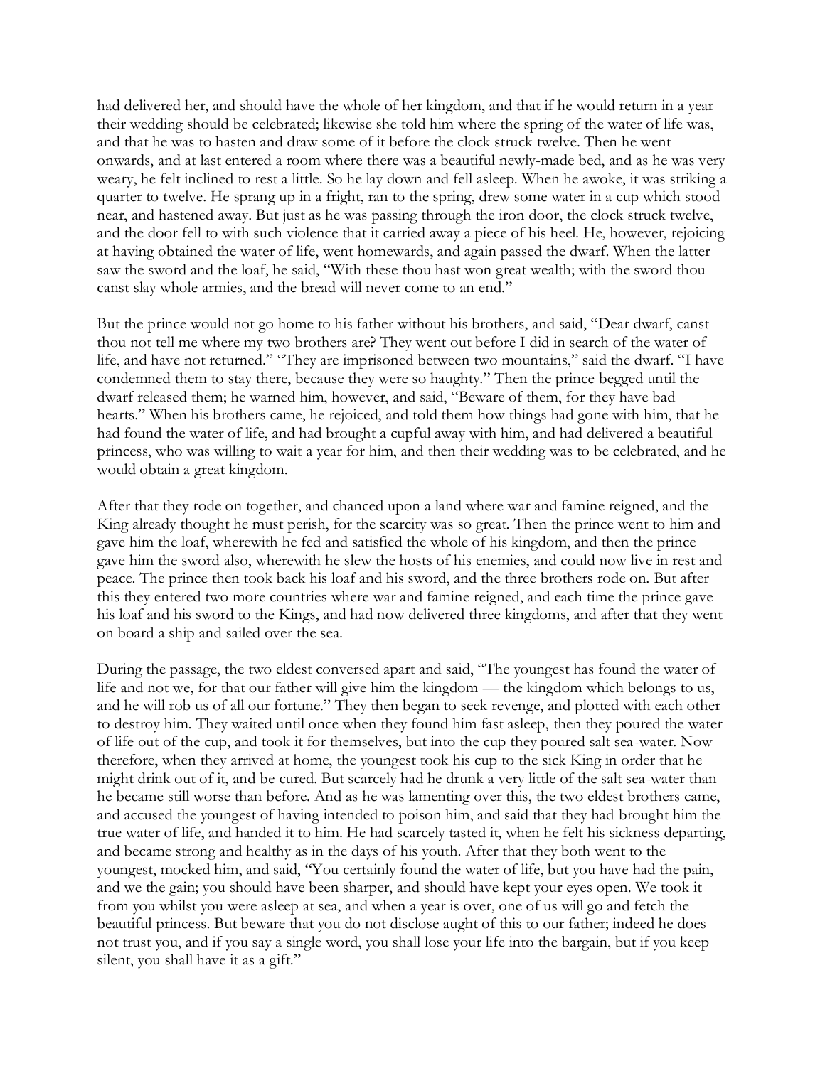had delivered her, and should have the whole of her kingdom, and that if he would return in a year their wedding should be celebrated; likewise she told him where the spring of the water of life was, and that he was to hasten and draw some of it before the clock struck twelve. Then he went onwards, and at last entered a room where there was a beautiful newly-made bed, and as he was very weary, he felt inclined to rest a little. So he lay down and fell asleep. When he awoke, it was striking a quarter to twelve. He sprang up in a fright, ran to the spring, drew some water in a cup which stood near, and hastened away. But just as he was passing through the iron door, the clock struck twelve, and the door fell to with such violence that it carried away a piece of his heel. He, however, rejoicing at having obtained the water of life, went homewards, and again passed the dwarf. When the latter saw the sword and the loaf, he said, "With these thou hast won great wealth; with the sword thou canst slay whole armies, and the bread will never come to an end."

But the prince would not go home to his father without his brothers, and said, "Dear dwarf, canst thou not tell me where my two brothers are? They went out before I did in search of the water of life, and have not returned." "They are imprisoned between two mountains," said the dwarf. "I have condemned them to stay there, because they were so haughty." Then the prince begged until the dwarf released them; he warned him, however, and said, "Beware of them, for they have bad hearts." When his brothers came, he rejoiced, and told them how things had gone with him, that he had found the water of life, and had brought a cupful away with him, and had delivered a beautiful princess, who was willing to wait a year for him, and then their wedding was to be celebrated, and he would obtain a great kingdom.

After that they rode on together, and chanced upon a land where war and famine reigned, and the King already thought he must perish, for the scarcity was so great. Then the prince went to him and gave him the loaf, wherewith he fed and satisfied the whole of his kingdom, and then the prince gave him the sword also, wherewith he slew the hosts of his enemies, and could now live in rest and peace. The prince then took back his loaf and his sword, and the three brothers rode on. But after this they entered two more countries where war and famine reigned, and each time the prince gave his loaf and his sword to the Kings, and had now delivered three kingdoms, and after that they went on board a ship and sailed over the sea.

During the passage, the two eldest conversed apart and said, "The youngest has found the water of life and not we, for that our father will give him the kingdom — the kingdom which belongs to us, and he will rob us of all our fortune." They then began to seek revenge, and plotted with each other to destroy him. They waited until once when they found him fast asleep, then they poured the water of life out of the cup, and took it for themselves, but into the cup they poured salt sea-water. Now therefore, when they arrived at home, the youngest took his cup to the sick King in order that he might drink out of it, and be cured. But scarcely had he drunk a very little of the salt sea-water than he became still worse than before. And as he was lamenting over this, the two eldest brothers came, and accused the youngest of having intended to poison him, and said that they had brought him the true water of life, and handed it to him. He had scarcely tasted it, when he felt his sickness departing, and became strong and healthy as in the days of his youth. After that they both went to the youngest, mocked him, and said, "You certainly found the water of life, but you have had the pain, and we the gain; you should have been sharper, and should have kept your eyes open. We took it from you whilst you were asleep at sea, and when a year is over, one of us will go and fetch the beautiful princess. But beware that you do not disclose aught of this to our father; indeed he does not trust you, and if you say a single word, you shall lose your life into the bargain, but if you keep silent, you shall have it as a gift."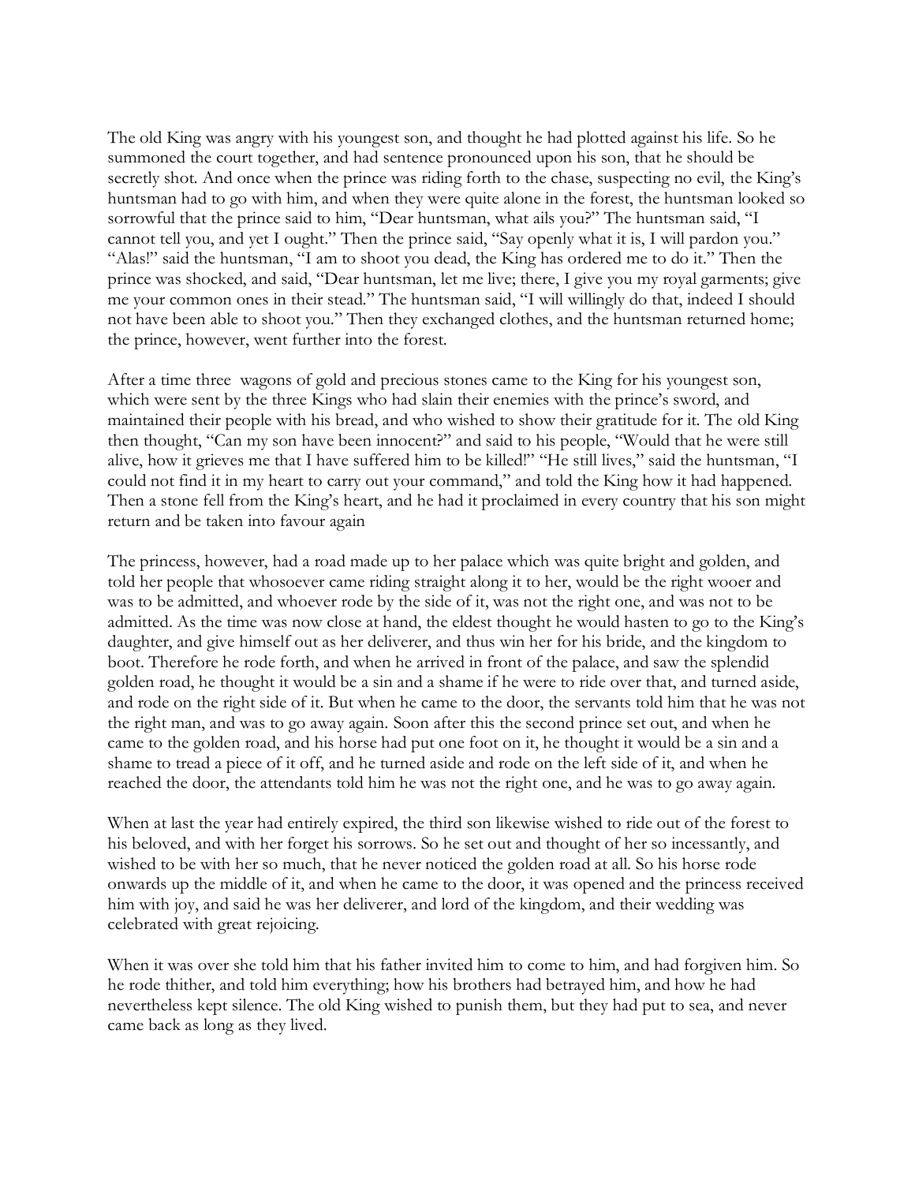The old King was angry with his youngest son, and thought he had plotted against his life. So he summoned the court together, and had sentence pronounced upon his son, that he should be secretly shot. And once when the prince was riding forth to the chase, suspecting no evil, the King's huntsman had to go with him, and when they were quite alone in the forest, the huntsman looked so sorrowful that the prince said to him, "Dear huntsman, what ails you?" The huntsman said, "I cannot tell you, and yet I ought." Then the prince said, "Say openly what it is, I will pardon you." "Alas!" said the huntsman, "I am to shoot you dead, the King has ordered me to do it." Then the prince was shocked, and said, "Dear huntsman, let me live; there, I give you my royal garments; give me your common ones in their stead." The huntsman said, "I will willingly do that, indeed I should not have been able to shoot you." Then they exchanged clothes, and the huntsman returned home; the prince, however, went further into the forest.

After a time three wagons of gold and precious stones came to the King for his youngest son, which were sent by the three Kings who had slain their enemies with the prince's sword, and maintained their people with his bread, and who wished to show their gratitude for it. The old King then thought, "Can my son have been innocent?" and said to his people, "Would that he were still alive, how it grieves me that I have suffered him to be killed!" "He still lives," said the huntsman, "I could not find it in my heart to carry out your command," and told the King how it had happened. Then a stone fell from the King's heart, and he had it proclaimed in every country that his son might return and be taken into favour again

The princess, however, had a road made up to her palace which was quite bright and golden, and told her people that whosoever came riding straight along it to her, would be the right wooer and was to be admitted, and whoever rode by the side of it, was not the right one, and was not to be admitted. As the time was now close at hand, the eldest thought he would hasten to go to the King's daughter, and give himself out as her deliverer, and thus win her for his bride, and the kingdom to boot. Therefore he rode forth, and when he arrived in front of the palace, and saw the splendid golden road, he thought it would be a sin and a shame if he were to ride over that, and turned aside, and rode on the right side of it. But when he came to the door, the servants told him that he was not the right man, and was to go away again. Soon after this the second prince set out, and when he came to the golden road, and his horse had put one foot on it, he thought it would be a sin and a shame to tread a piece of it off, and he turned aside and rode on the left side of it, and when he reached the door, the attendants told him he was not the right one, and he was to go away again.

When at last the year had entirely expired, the third son likewise wished to ride out of the forest to his beloved, and with her forget his sorrows. So he set out and thought of her so incessantly, and wished to be with her so much, that he never noticed the golden road at all. So his horse rode onwards up the middle of it, and when he came to the door, it was opened and the princess received him with joy, and said he was her deliverer, and lord of the kingdom, and their wedding was celebrated with great rejoicing.

When it was over she told him that his father invited him to come to him, and had forgiven him. So he rode thither, and told him everything; how his brothers had betrayed him, and how he had nevertheless kept silence. The old King wished to punish them, but they had put to sea, and never came back as long as they lived.